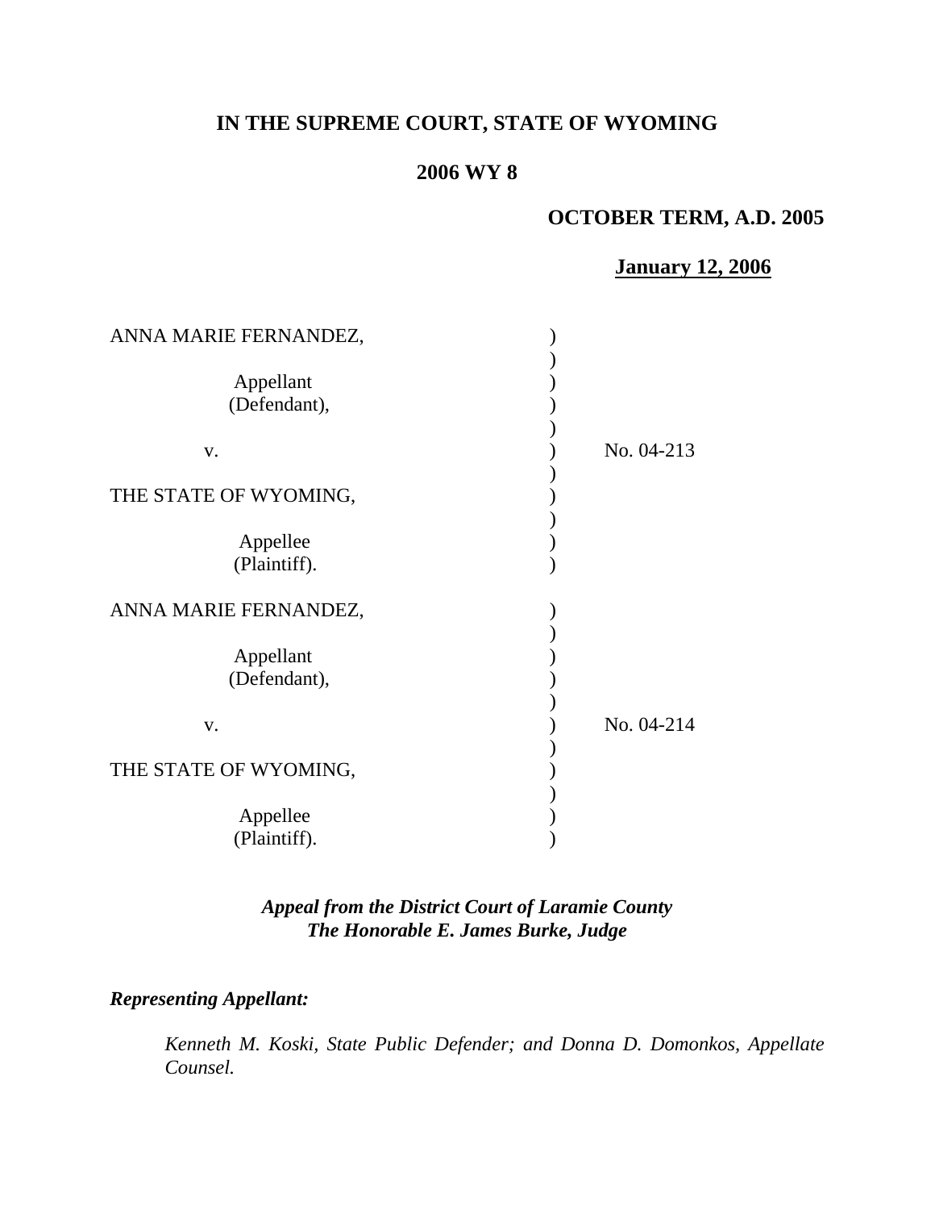**IN THE SUPREME COURT, STATE OF WYOMING**

**2006 WY 8**

**OCTOBER TERM, A.D. 2005**

**January 12, 2006**

| | | |
|---|---|---|
| ANNA MARIE FERNANDEZ,<br><br>Appellant<br>(Defendant),<br><br>v.<br><br>THE STATE OF WYOMING,<br><br>Appellee<br>(Plaintiff). | ) | No. 04-213 |
| ANNA MARIE FERNANDEZ,<br><br>Appellant<br>(Defendant),<br><br>v.<br><br>THE STATE OF WYOMING,<br><br>Appellee<br>(Plaintiff). | ) | No. 04-214 |

***Appeal from the District Court of Laramie County***
***The Honorable E. James Burke, Judge***

***Representing Appellant:***

*Kenneth M. Koski, State Public Defender; and Donna D. Domonkos, Appellate Counsel.*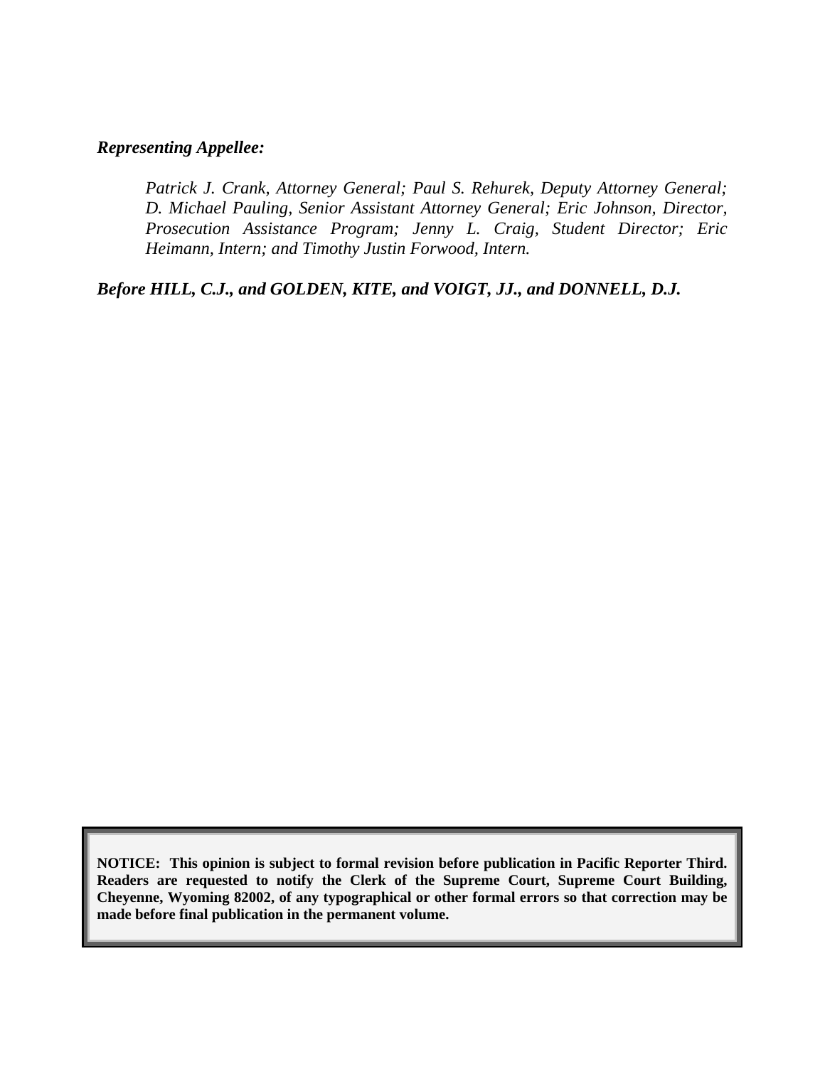***Representing Appellee:***

> *Patrick J. Crank, Attorney General; Paul S. Rehurek, Deputy Attorney General; D. Michael Pauling, Senior Assistant Attorney General; Eric Johnson, Director, Prosecution Assistance Program; Jenny L. Craig, Student Director; Eric Heimann, Intern; and Timothy Justin Forwood, Intern.*

***Before HILL, C.J., and GOLDEN, KITE, and VOIGT, JJ., and DONNELL, D.J.***

**NOTICE: This opinion is subject to formal revision before publication in Pacific Reporter Third. Readers are requested to notify the Clerk of the Supreme Court, Supreme Court Building, Cheyenne, Wyoming 82002, of any typographical or other formal errors so that correction may be made before final publication in the permanent volume.**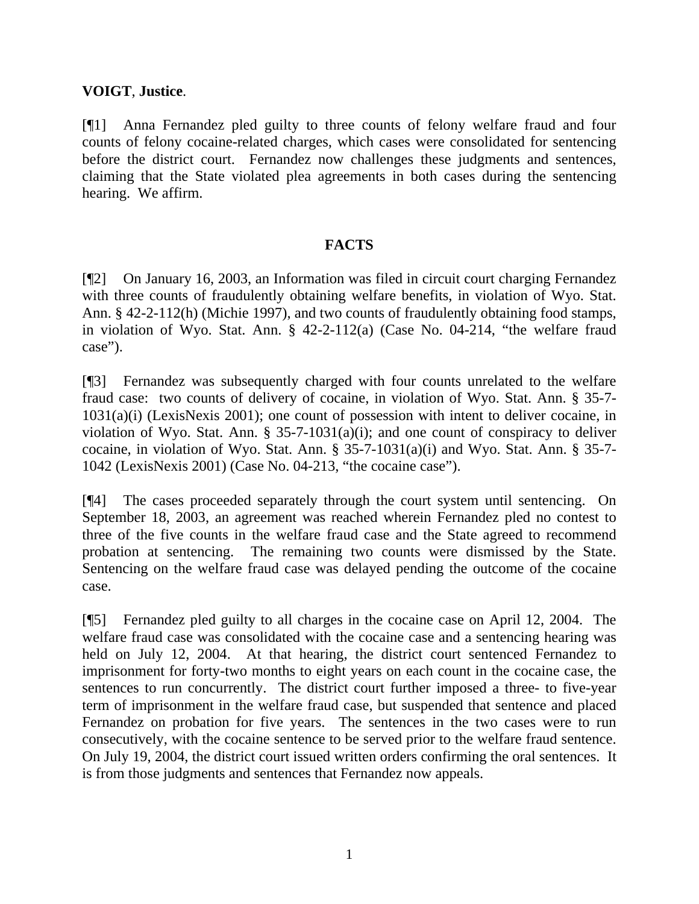**VOIGT**, **Justice**.

[¶1] Anna Fernandez pled guilty to three counts of felony welfare fraud and four counts of felony cocaine-related charges, which cases were consolidated for sentencing before the district court. Fernandez now challenges these judgments and sentences, claiming that the State violated plea agreements in both cases during the sentencing hearing. We affirm.

## FACTS

[¶2] On January 16, 2003, an Information was filed in circuit court charging Fernandez with three counts of fraudulently obtaining welfare benefits, in violation of Wyo. Stat. Ann. § 42-2-112(h) (Michie 1997), and two counts of fraudulently obtaining food stamps, in violation of Wyo. Stat. Ann. § 42-2-112(a) (Case No. 04-214, "the welfare fraud case").

[¶3] Fernandez was subsequently charged with four counts unrelated to the welfare fraud case: two counts of delivery of cocaine, in violation of Wyo. Stat. Ann. § 35-7-1031(a)(i) (LexisNexis 2001); one count of possession with intent to deliver cocaine, in violation of Wyo. Stat. Ann. § 35-7-1031(a)(i); and one count of conspiracy to deliver cocaine, in violation of Wyo. Stat. Ann. § 35-7-1031(a)(i) and Wyo. Stat. Ann. § 35-7-1042 (LexisNexis 2001) (Case No. 04-213, "the cocaine case").

[¶4] The cases proceeded separately through the court system until sentencing. On September 18, 2003, an agreement was reached wherein Fernandez pled no contest to three of the five counts in the welfare fraud case and the State agreed to recommend probation at sentencing. The remaining two counts were dismissed by the State. Sentencing on the welfare fraud case was delayed pending the outcome of the cocaine case.

[¶5] Fernandez pled guilty to all charges in the cocaine case on April 12, 2004. The welfare fraud case was consolidated with the cocaine case and a sentencing hearing was held on July 12, 2004. At that hearing, the district court sentenced Fernandez to imprisonment for forty-two months to eight years on each count in the cocaine case, the sentences to run concurrently. The district court further imposed a three- to five-year term of imprisonment in the welfare fraud case, but suspended that sentence and placed Fernandez on probation for five years. The sentences in the two cases were to run consecutively, with the cocaine sentence to be served prior to the welfare fraud sentence. On July 19, 2004, the district court issued written orders confirming the oral sentences. It is from those judgments and sentences that Fernandez now appeals.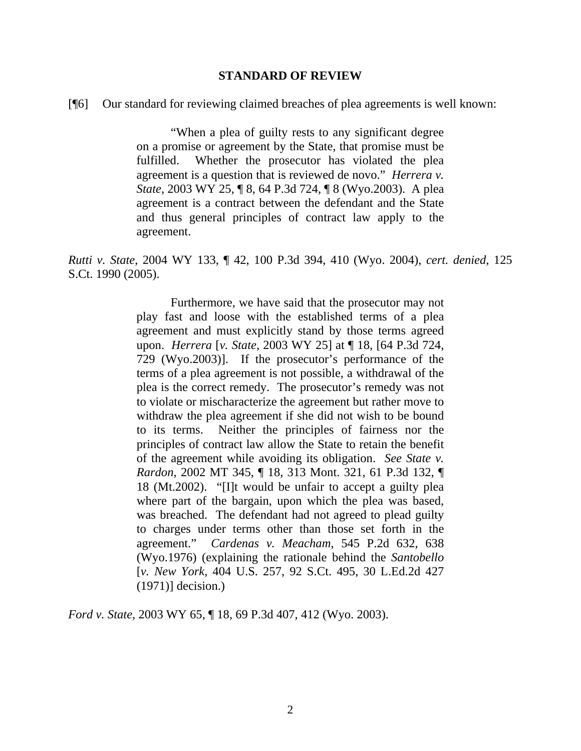## STANDARD OF REVIEW

[¶6] Our standard for reviewing claimed breaches of plea agreements is well known:

> "When a plea of guilty rests to any significant degree on a promise or agreement by the State, that promise must be fulfilled. Whether the prosecutor has violated the plea agreement is a question that is reviewed de novo." *Herrera v. State*, 2003 WY 25, ¶ 8, 64 P.3d 724, ¶ 8 (Wyo.2003). A plea agreement is a contract between the defendant and the State and thus general principles of contract law apply to the agreement.

*Rutti v. State*, 2004 WY 133, ¶ 42, 100 P.3d 394, 410 (Wyo. 2004), *cert. denied*, 125 S.Ct. 1990 (2005).

> Furthermore, we have said that the prosecutor may not play fast and loose with the established terms of a plea agreement and must explicitly stand by those terms agreed upon. *Herrera* [*v. State*, 2003 WY 25] at ¶ 18, [64 P.3d 724, 729 (Wyo.2003)]. If the prosecutor's performance of the terms of a plea agreement is not possible, a withdrawal of the plea is the correct remedy. The prosecutor's remedy was not to violate or mischaracterize the agreement but rather move to withdraw the plea agreement if she did not wish to be bound to its terms. Neither the principles of fairness nor the principles of contract law allow the State to retain the benefit of the agreement while avoiding its obligation. *See State v. Rardon*, 2002 MT 345, ¶ 18, 313 Mont. 321, 61 P.3d 132, ¶ 18 (Mt.2002). "[I]t would be unfair to accept a guilty plea where part of the bargain, upon which the plea was based, was breached. The defendant had not agreed to plead guilty to charges under terms other than those set forth in the agreement." *Cardenas v. Meacham*, 545 P.2d 632, 638 (Wyo.1976) (explaining the rationale behind the *Santobello* [*v. New York*, 404 U.S. 257, 92 S.Ct. 495, 30 L.Ed.2d 427 (1971)] decision.)

*Ford v. State*, 2003 WY 65, ¶ 18, 69 P.3d 407, 412 (Wyo. 2003).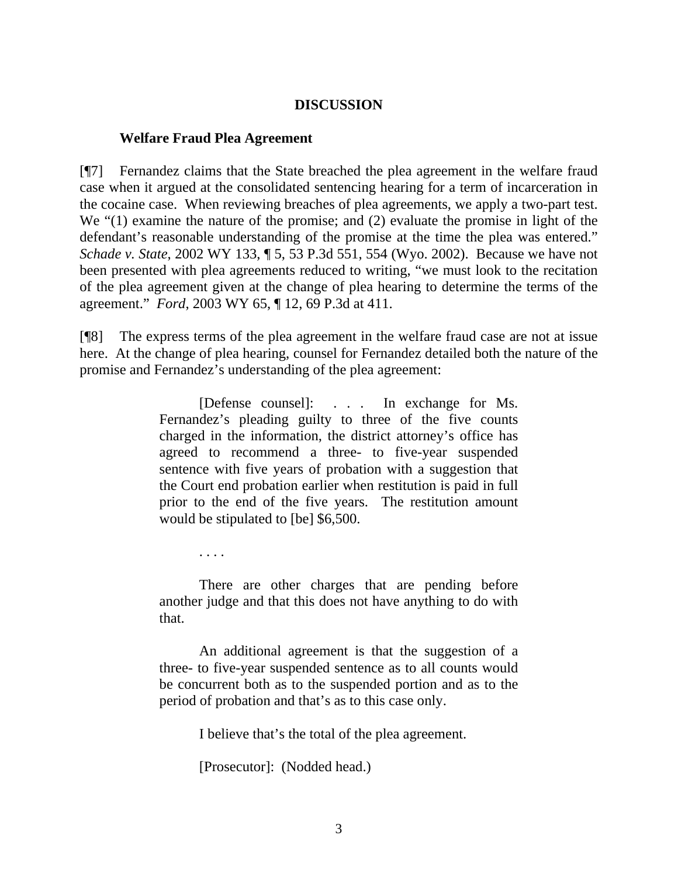## DISCUSSION

### Welfare Fraud Plea Agreement

[¶7] Fernandez claims that the State breached the plea agreement in the welfare fraud case when it argued at the consolidated sentencing hearing for a term of incarceration in the cocaine case. When reviewing breaches of plea agreements, we apply a two-part test. We "(1) examine the nature of the promise; and (2) evaluate the promise in light of the defendant's reasonable understanding of the promise at the time the plea was entered." *Schade v. State*, 2002 WY 133, ¶ 5, 53 P.3d 551, 554 (Wyo. 2002). Because we have not been presented with plea agreements reduced to writing, "we must look to the recitation of the plea agreement given at the change of plea hearing to determine the terms of the agreement." *Ford*, 2003 WY 65, ¶ 12, 69 P.3d at 411.

[¶8] The express terms of the plea agreement in the welfare fraud case are not at issue here. At the change of plea hearing, counsel for Fernandez detailed both the nature of the promise and Fernandez's understanding of the plea agreement:

> [Defense counsel]: . . . In exchange for Ms. Fernandez's pleading guilty to three of the five counts charged in the information, the district attorney's office has agreed to recommend a three- to five-year suspended sentence with five years of probation with a suggestion that the Court end probation earlier when restitution is paid in full prior to the end of the five years. The restitution amount would be stipulated to [be] $6,500.
>
> . . . .
>
> There are other charges that are pending before another judge and that this does not have anything to do with that.
>
> An additional agreement is that the suggestion of a three- to five-year suspended sentence as to all counts would be concurrent both as to the suspended portion and as to the period of probation and that's as to this case only.
>
> I believe that's the total of the plea agreement.
>
> [Prosecutor]: (Nodded head.)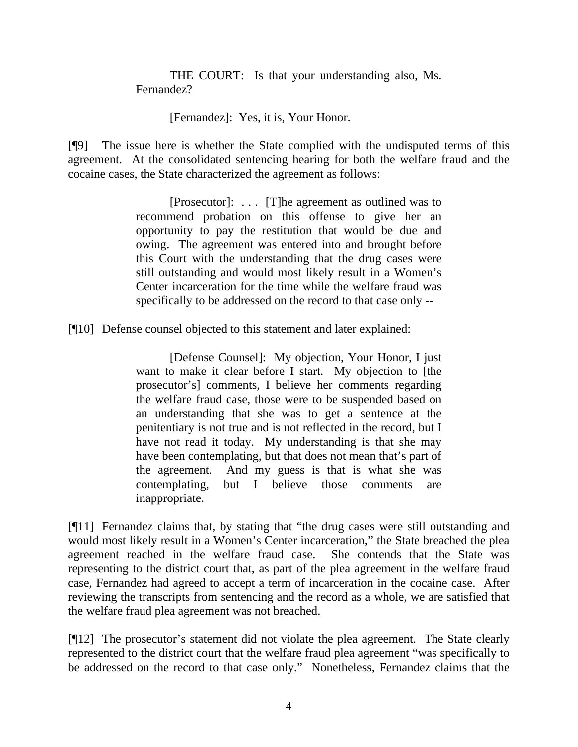> THE COURT: Is that your understanding also, Ms. Fernandez?
>
> [Fernandez]: Yes, it is, Your Honor.

[¶9] The issue here is whether the State complied with the undisputed terms of this agreement. At the consolidated sentencing hearing for both the welfare fraud and the cocaine cases, the State characterized the agreement as follows:

> [Prosecutor]: . . . [T]he agreement as outlined was to recommend probation on this offense to give her an opportunity to pay the restitution that would be due and owing. The agreement was entered into and brought before this Court with the understanding that the drug cases were still outstanding and would most likely result in a Women's Center incarceration for the time while the welfare fraud was specifically to be addressed on the record to that case only --

[¶10] Defense counsel objected to this statement and later explained:

> [Defense Counsel]: My objection, Your Honor, I just want to make it clear before I start. My objection to [the prosecutor's] comments, I believe her comments regarding the welfare fraud case, those were to be suspended based on an understanding that she was to get a sentence at the penitentiary is not true and is not reflected in the record, but I have not read it today. My understanding is that she may have been contemplating, but that does not mean that's part of the agreement. And my guess is that is what she was contemplating, but I believe those comments are inappropriate.

[¶11] Fernandez claims that, by stating that "the drug cases were still outstanding and would most likely result in a Women's Center incarceration," the State breached the plea agreement reached in the welfare fraud case. She contends that the State was representing to the district court that, as part of the plea agreement in the welfare fraud case, Fernandez had agreed to accept a term of incarceration in the cocaine case. After reviewing the transcripts from sentencing and the record as a whole, we are satisfied that the welfare fraud plea agreement was not breached.

[¶12] The prosecutor's statement did not violate the plea agreement. The State clearly represented to the district court that the welfare fraud plea agreement "was specifically to be addressed on the record to that case only." Nonetheless, Fernandez claims that the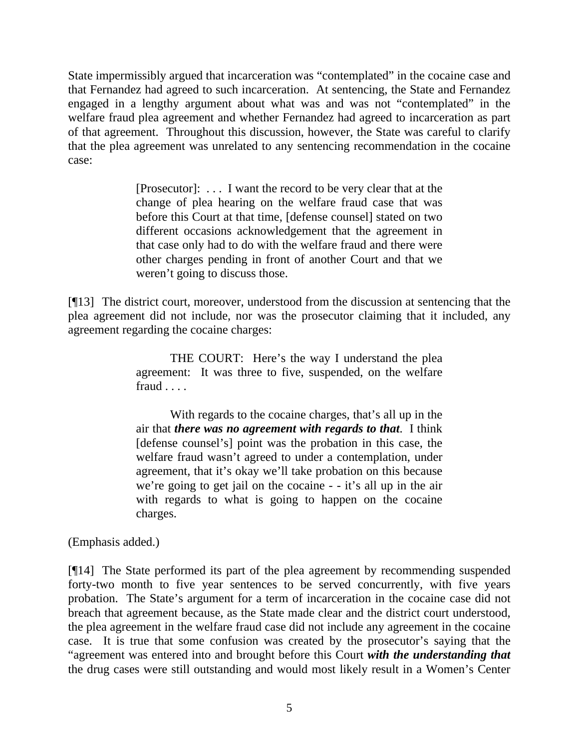State impermissibly argued that incarceration was "contemplated" in the cocaine case and that Fernandez had agreed to such incarceration. At sentencing, the State and Fernandez engaged in a lengthy argument about what was and was not "contemplated" in the welfare fraud plea agreement and whether Fernandez had agreed to incarceration as part of that agreement. Throughout this discussion, however, the State was careful to clarify that the plea agreement was unrelated to any sentencing recommendation in the cocaine case:

> [Prosecutor]: . . . I want the record to be very clear that at the change of plea hearing on the welfare fraud case that was before this Court at that time, [defense counsel] stated on two different occasions acknowledgement that the agreement in that case only had to do with the welfare fraud and there were other charges pending in front of another Court and that we weren't going to discuss those.

[¶13] The district court, moreover, understood from the discussion at sentencing that the plea agreement did not include, nor was the prosecutor claiming that it included, any agreement regarding the cocaine charges:

> THE COURT: Here's the way I understand the plea agreement: It was three to five, suspended, on the welfare fraud . . . .
>
> With regards to the cocaine charges, that's all up in the air that ***there was no agreement with regards to that***. I think [defense counsel's] point was the probation in this case, the welfare fraud wasn't agreed to under a contemplation, under agreement, that it's okay we'll take probation on this because we're going to get jail on the cocaine - - it's all up in the air with regards to what is going to happen on the cocaine charges.

(Emphasis added.)

[¶14] The State performed its part of the plea agreement by recommending suspended forty-two month to five year sentences to be served concurrently, with five years probation. The State's argument for a term of incarceration in the cocaine case did not breach that agreement because, as the State made clear and the district court understood, the plea agreement in the welfare fraud case did not include any agreement in the cocaine case. It is true that some confusion was created by the prosecutor's saying that the "agreement was entered into and brought before this Court ***with the understanding that*** the drug cases were still outstanding and would most likely result in a Women's Center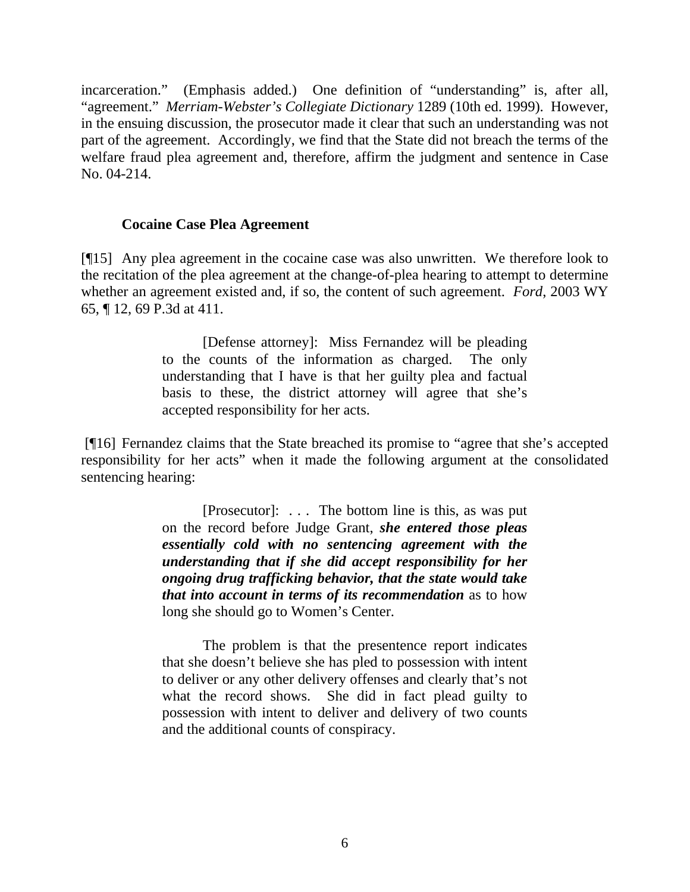incarceration." (Emphasis added.) One definition of "understanding" is, after all, "agreement." *Merriam-Webster's Collegiate Dictionary* 1289 (10th ed. 1999). However, in the ensuing discussion, the prosecutor made it clear that such an understanding was not part of the agreement. Accordingly, we find that the State did not breach the terms of the welfare fraud plea agreement and, therefore, affirm the judgment and sentence in Case No. 04-214.

**Cocaine Case Plea Agreement**

[¶15] Any plea agreement in the cocaine case was also unwritten. We therefore look to the recitation of the plea agreement at the change-of-plea hearing to attempt to determine whether an agreement existed and, if so, the content of such agreement. *Ford*, 2003 WY 65, ¶ 12, 69 P.3d at 411.

> [Defense attorney]: Miss Fernandez will be pleading to the counts of the information as charged. The only understanding that I have is that her guilty plea and factual basis to these, the district attorney will agree that she's accepted responsibility for her acts.

[¶16] Fernandez claims that the State breached its promise to "agree that she's accepted responsibility for her acts" when it made the following argument at the consolidated sentencing hearing:

> [Prosecutor]: . . . The bottom line is this, as was put on the record before Judge Grant, ***she entered those pleas essentially cold with no sentencing agreement with the understanding that if she did accept responsibility for her ongoing drug trafficking behavior, that the state would take that into account in terms of its recommendation*** as to how long she should go to Women's Center.
>
> The problem is that the presentence report indicates that she doesn't believe she has pled to possession with intent to deliver or any other delivery offenses and clearly that's not what the record shows. She did in fact plead guilty to possession with intent to deliver and delivery of two counts and the additional counts of conspiracy.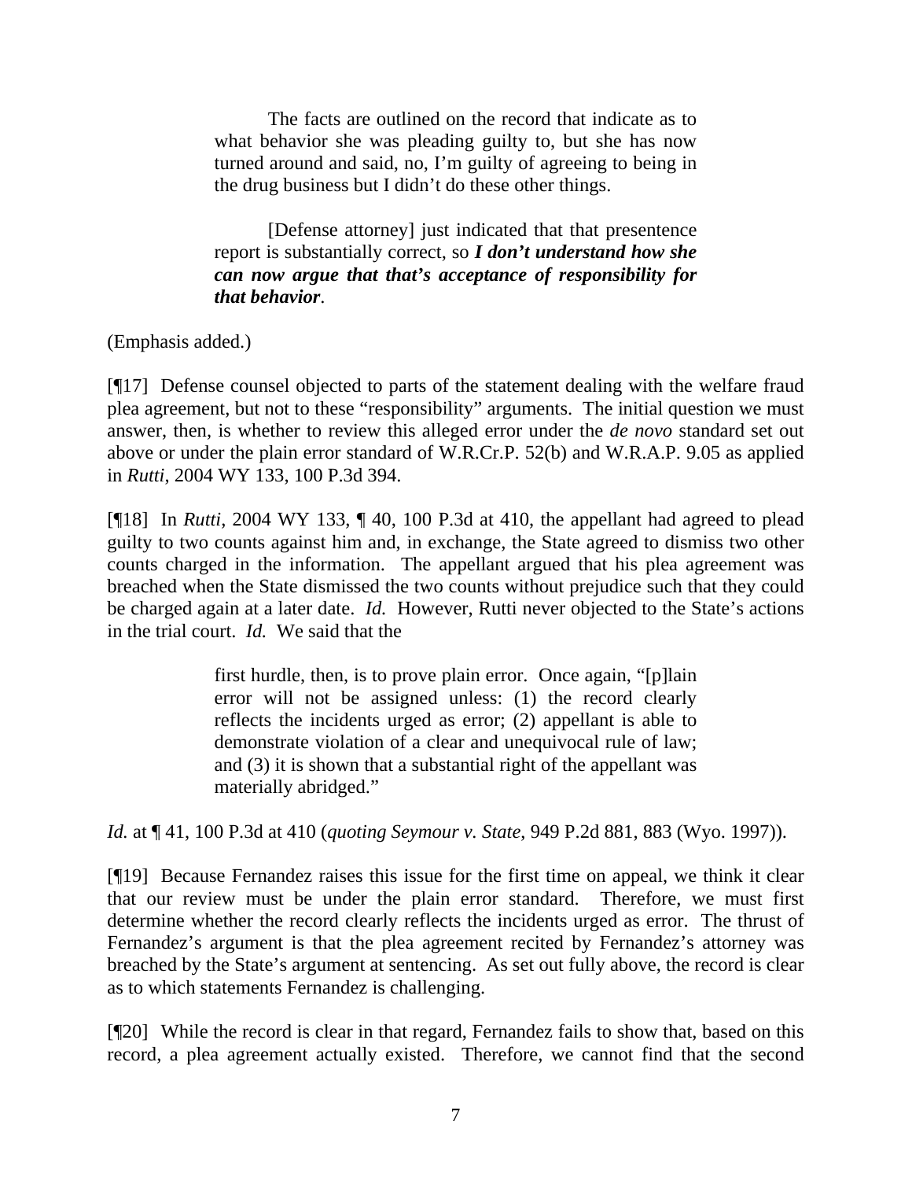> The facts are outlined on the record that indicate as to what behavior she was pleading guilty to, but she has now turned around and said, no, I'm guilty of agreeing to being in the drug business but I didn't do these other things.
>
> [Defense attorney] just indicated that that presentence report is substantially correct, so ***I don't understand how she can now argue that that's acceptance of responsibility for that behavior***.

(Emphasis added.)

[¶17] Defense counsel objected to parts of the statement dealing with the welfare fraud plea agreement, but not to these "responsibility" arguments. The initial question we must answer, then, is whether to review this alleged error under the *de novo* standard set out above or under the plain error standard of W.R.Cr.P. 52(b) and W.R.A.P. 9.05 as applied in *Rutti*, 2004 WY 133, 100 P.3d 394.

[¶18] In *Rutti*, 2004 WY 133, ¶ 40, 100 P.3d at 410, the appellant had agreed to plead guilty to two counts against him and, in exchange, the State agreed to dismiss two other counts charged in the information. The appellant argued that his plea agreement was breached when the State dismissed the two counts without prejudice such that they could be charged again at a later date. *Id.* However, Rutti never objected to the State's actions in the trial court. *Id.* We said that the

> first hurdle, then, is to prove plain error. Once again, "[p]lain error will not be assigned unless: (1) the record clearly reflects the incidents urged as error; (2) appellant is able to demonstrate violation of a clear and unequivocal rule of law; and (3) it is shown that a substantial right of the appellant was materially abridged."

*Id.* at ¶ 41, 100 P.3d at 410 (*quoting Seymour v. State*, 949 P.2d 881, 883 (Wyo. 1997)).

[¶19] Because Fernandez raises this issue for the first time on appeal, we think it clear that our review must be under the plain error standard. Therefore, we must first determine whether the record clearly reflects the incidents urged as error. The thrust of Fernandez's argument is that the plea agreement recited by Fernandez's attorney was breached by the State's argument at sentencing. As set out fully above, the record is clear as to which statements Fernandez is challenging.

[¶20] While the record is clear in that regard, Fernandez fails to show that, based on this record, a plea agreement actually existed. Therefore, we cannot find that the second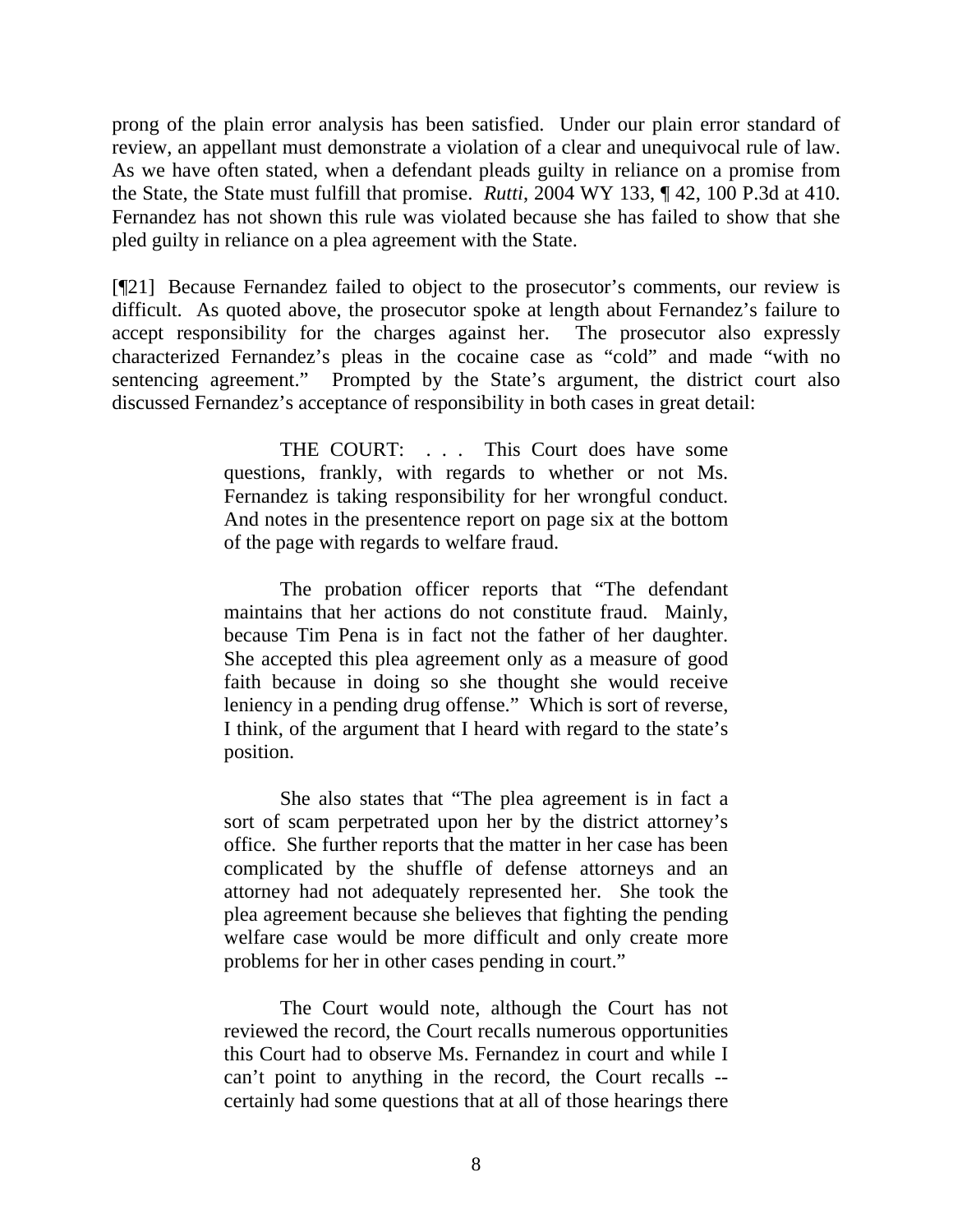prong of the plain error analysis has been satisfied. Under our plain error standard of review, an appellant must demonstrate a violation of a clear and unequivocal rule of law. As we have often stated, when a defendant pleads guilty in reliance on a promise from the State, the State must fulfill that promise. *Rutti*, 2004 WY 133, ¶ 42, 100 P.3d at 410. Fernandez has not shown this rule was violated because she has failed to show that she pled guilty in reliance on a plea agreement with the State.

[¶21] Because Fernandez failed to object to the prosecutor's comments, our review is difficult. As quoted above, the prosecutor spoke at length about Fernandez's failure to accept responsibility for the charges against her. The prosecutor also expressly characterized Fernandez's pleas in the cocaine case as "cold" and made "with no sentencing agreement." Prompted by the State's argument, the district court also discussed Fernandez's acceptance of responsibility in both cases in great detail:

> THE COURT: . . . This Court does have some questions, frankly, with regards to whether or not Ms. Fernandez is taking responsibility for her wrongful conduct. And notes in the presentence report on page six at the bottom of the page with regards to welfare fraud.
>
> The probation officer reports that "The defendant maintains that her actions do not constitute fraud. Mainly, because Tim Pena is in fact not the father of her daughter. She accepted this plea agreement only as a measure of good faith because in doing so she thought she would receive leniency in a pending drug offense." Which is sort of reverse, I think, of the argument that I heard with regard to the state's position.
>
> She also states that "The plea agreement is in fact a sort of scam perpetrated upon her by the district attorney's office. She further reports that the matter in her case has been complicated by the shuffle of defense attorneys and an attorney had not adequately represented her. She took the plea agreement because she believes that fighting the pending welfare case would be more difficult and only create more problems for her in other cases pending in court."
>
> The Court would note, although the Court has not reviewed the record, the Court recalls numerous opportunities this Court had to observe Ms. Fernandez in court and while I can't point to anything in the record, the Court recalls -- certainly had some questions that at all of those hearings there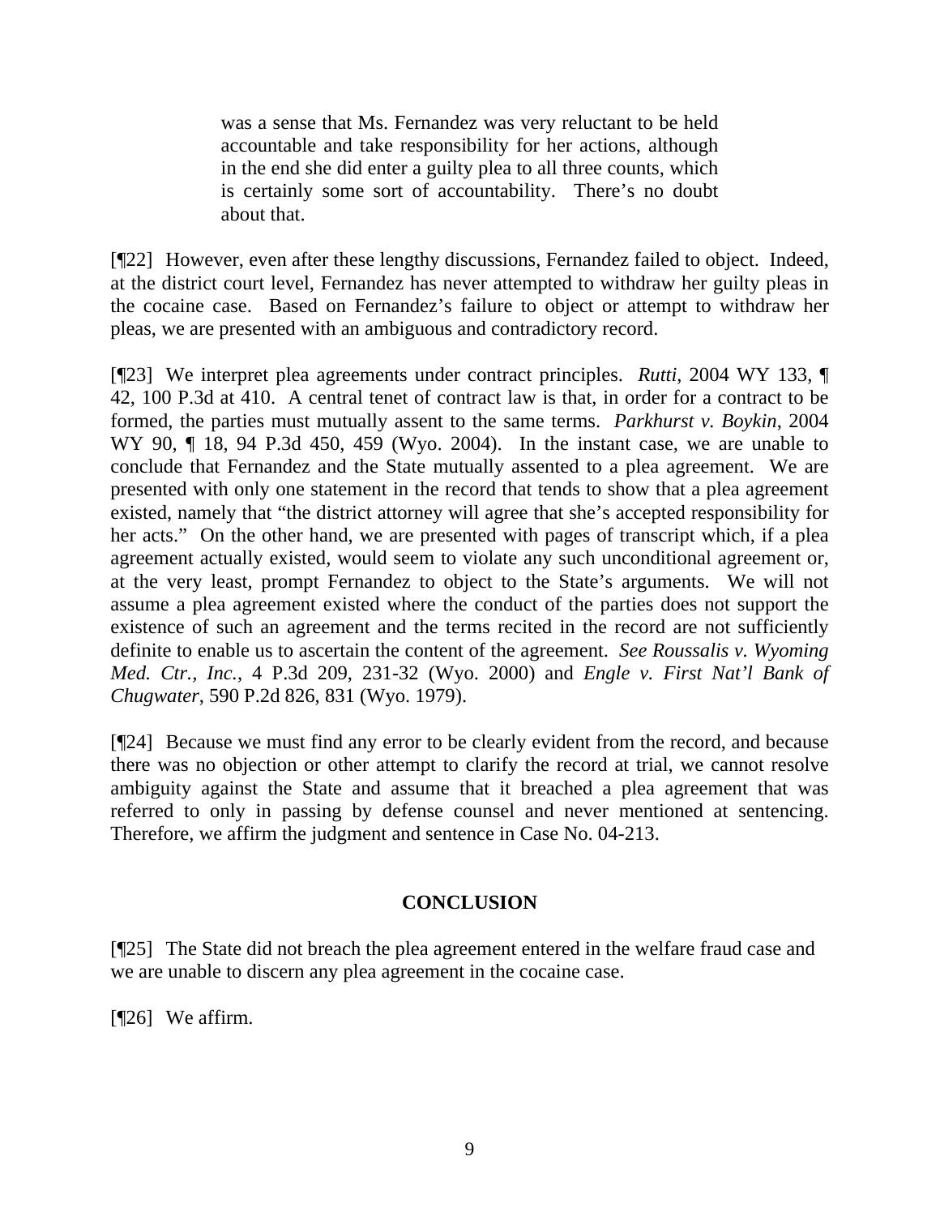> was a sense that Ms. Fernandez was very reluctant to be held accountable and take responsibility for her actions, although in the end she did enter a guilty plea to all three counts, which is certainly some sort of accountability. There's no doubt about that.

[¶22] However, even after these lengthy discussions, Fernandez failed to object. Indeed, at the district court level, Fernandez has never attempted to withdraw her guilty pleas in the cocaine case. Based on Fernandez's failure to object or attempt to withdraw her pleas, we are presented with an ambiguous and contradictory record.

[¶23] We interpret plea agreements under contract principles. *Rutti*, 2004 WY 133, ¶ 42, 100 P.3d at 410. A central tenet of contract law is that, in order for a contract to be formed, the parties must mutually assent to the same terms. *Parkhurst v. Boykin*, 2004 WY 90, ¶ 18, 94 P.3d 450, 459 (Wyo. 2004). In the instant case, we are unable to conclude that Fernandez and the State mutually assented to a plea agreement. We are presented with only one statement in the record that tends to show that a plea agreement existed, namely that "the district attorney will agree that she's accepted responsibility for her acts." On the other hand, we are presented with pages of transcript which, if a plea agreement actually existed, would seem to violate any such unconditional agreement or, at the very least, prompt Fernandez to object to the State's arguments. We will not assume a plea agreement existed where the conduct of the parties does not support the existence of such an agreement and the terms recited in the record are not sufficiently definite to enable us to ascertain the content of the agreement. *See Roussalis v. Wyoming Med. Ctr., Inc.*, 4 P.3d 209, 231-32 (Wyo. 2000) and *Engle v. First Nat'l Bank of Chugwater*, 590 P.2d 826, 831 (Wyo. 1979).

[¶24] Because we must find any error to be clearly evident from the record, and because there was no objection or other attempt to clarify the record at trial, we cannot resolve ambiguity against the State and assume that it breached a plea agreement that was referred to only in passing by defense counsel and never mentioned at sentencing. Therefore, we affirm the judgment and sentence in Case No. 04-213.

## CONCLUSION

[¶25] The State did not breach the plea agreement entered in the welfare fraud case and we are unable to discern any plea agreement in the cocaine case.

[¶26] We affirm.